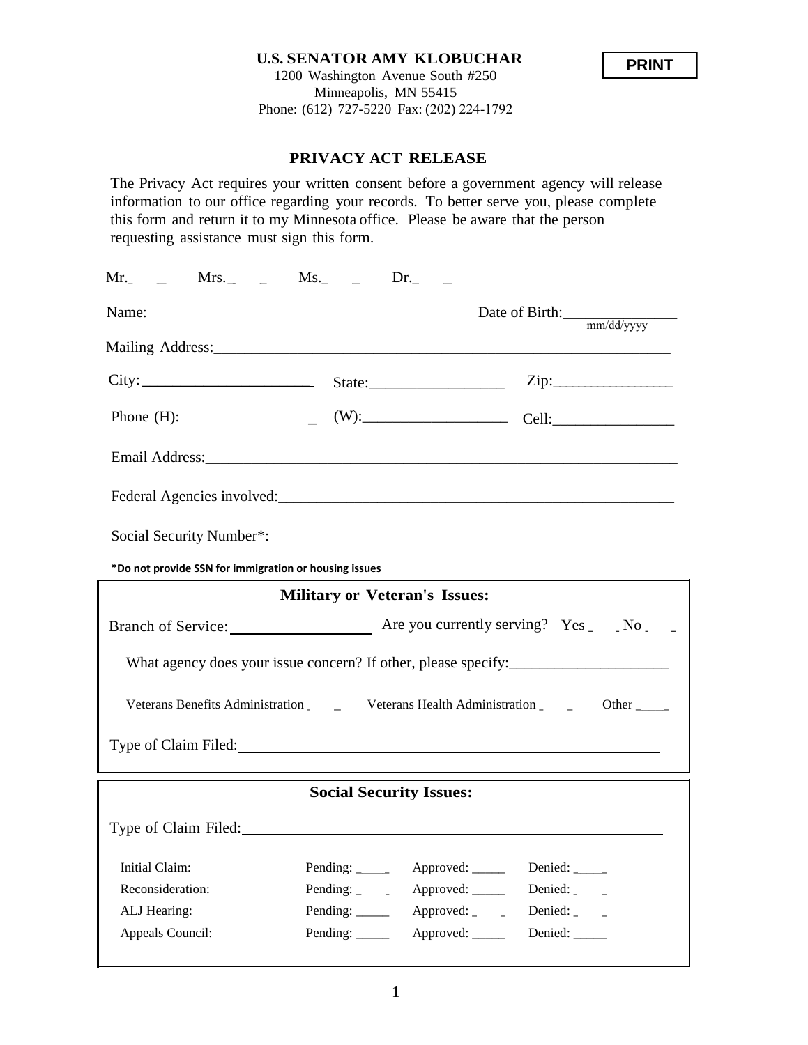**PRINT**

**U.S. SENATOR AMY KLOBUCHAR**
1200 Washington Avenue South #250
Minneapolis, MN 55415
Phone: (612) 727-5220 Fax: (202) 224-1792

## PRIVACY ACT RELEASE

The Privacy Act requires your written consent before a government agency will release information to our office regarding your records. To better serve you, please complete this form and return it to my Minnesota office. Please be aware that the person requesting assistance must sign this form.

Mr.\_\_\_\_\_ Mrs.\_\_\_\_\_ Ms.\_\_\_\_\_ Dr.\_\_\_\_\_

Name:\_\_\_\_\_\_\_\_\_\_\_\_\_\_\_\_\_\_\_\_\_\_\_\_\_\_\_\_\_\_\_\_\_\_\_\_\_\_\_\_\_\_\_\_ Date of Birth:\_\_\_\_\_\_\_\_\_\_\_\_\_\_\_ mm/dd/yyyy

Mailing Address:\_\_\_\_\_\_\_\_\_\_\_\_\_\_\_\_\_\_\_\_\_\_\_\_\_\_\_\_\_\_\_\_\_\_\_\_\_\_\_\_\_\_\_\_\_\_\_\_\_\_\_\_\_\_\_\_\_\_\_\_

City:\_\_\_\_\_\_\_\_\_\_\_\_\_\_\_\_\_\_\_\_\_\_ State:\_\_\_\_\_\_\_\_\_\_\_\_\_\_\_\_\_\_ Zip:\_\_\_\_\_\_\_\_\_\_\_\_\_\_\_\_\_

Phone (H):\_\_\_\_\_\_\_\_\_\_\_\_\_\_\_\_\_ (W):\_\_\_\_\_\_\_\_\_\_\_\_\_\_\_\_\_\_\_ Cell:\_\_\_\_\_\_\_\_\_\_\_\_\_\_\_\_

Email Address:\_\_\_\_\_\_\_\_\_\_\_\_\_\_\_\_\_\_\_\_\_\_\_\_\_\_\_\_\_\_\_\_\_\_\_\_\_\_\_\_\_\_\_\_\_\_\_\_\_\_\_\_\_\_\_\_\_\_\_\_\_\_

Federal Agencies involved:\_\_\_\_\_\_\_\_\_\_\_\_\_\_\_\_\_\_\_\_\_\_\_\_\_\_\_\_\_\_\_\_\_\_\_\_\_\_\_\_\_\_\_\_\_\_\_\_\_\_\_\_\_

Social Security Number*:\_\_\_\_\_\_\_\_\_\_\_\_\_\_\_\_\_\_\_\_\_\_\_\_\_\_\_\_\_\_\_\_\_\_\_\_\_\_\_\_\_\_\_\_\_\_\_\_\_\_\_\_\_\_

**\*Do not provide SSN for immigration or housing issues**

### Military or Veteran's Issues:

Branch of Service:\_\_\_\_\_\_\_\_\_\_\_\_\_\_\_\_\_\_\_ Are you currently serving? Yes\_\_\_\_\_ No\_\_\_\_\_

What agency does your issue concern? If other, please specify:\_\_\_\_\_\_\_\_\_\_\_\_\_\_\_\_\_\_\_\_\_

Veterans Benefits Administration\_\_\_\_\_ Veterans Health Administration\_\_\_\_\_ Other\_\_\_\_\_

Type of Claim Filed:\_\_\_\_\_\_\_\_\_\_\_\_\_\_\_\_\_\_\_\_\_\_\_\_\_\_\_\_\_\_\_\_\_\_\_\_\_\_\_\_\_\_\_\_\_\_\_\_\_\_\_\_\_\_\_\_

### Social Security Issues:

Type of Claim Filed:\_\_\_\_\_\_\_\_\_\_\_\_\_\_\_\_\_\_\_\_\_\_\_\_\_\_\_\_\_\_\_\_\_\_\_\_\_\_\_\_\_\_\_\_\_\_\_\_\_\_\_\_\_\_\_\_

| | | | |
|---|---|---|---|
| Initial Claim: | Pending:\_\_\_\_\_ | Approved:\_\_\_\_\_ | Denied:\_\_\_\_\_ |
| Reconsideration: | Pending:\_\_\_\_\_ | Approved:\_\_\_\_\_ | Denied:\_\_\_\_\_ |
| ALJ Hearing: | Pending:\_\_\_\_\_ | Approved:\_\_\_\_\_ | Denied:\_\_\_\_\_ |
| Appeals Council: | Pending:\_\_\_\_\_ | Approved:\_\_\_\_\_ | Denied:\_\_\_\_\_ |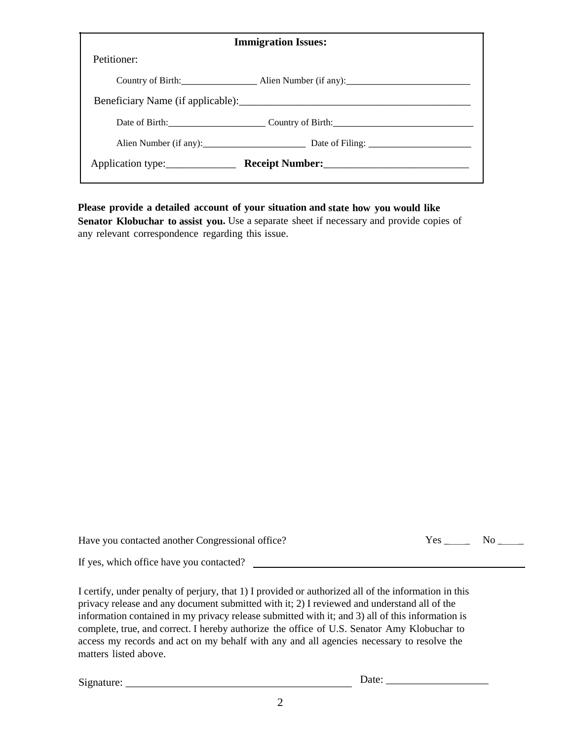**Immigration Issues:**

Petitioner:

Country of Birth:________________ Alien Number (if any):__________________________

Beneficiary Name (if applicable):_____________________________________________

Date of Birth:_____________________ Country of Birth:______________________________

Alien Number (if any):______________________ Date of Filing: ______________________

Application type:_____________ **Receipt Number:**____________________________

**Please provide a detailed account of your situation and state how you would like Senator Klobuchar to assist you.** Use a separate sheet if necessary and provide copies of any relevant correspondence regarding this issue.

Have you contacted another Congressional office? Yes _____ No _____

If yes, which office have you contacted? ___________________________________________

I certify, under penalty of perjury, that 1) I provided or authorized all of the information in this privacy release and any document submitted with it; 2) I reviewed and understand all of the information contained in my privacy release submitted with it; and 3) all of this information is complete, true, and correct. I hereby authorize the office of U.S. Senator Amy Klobuchar to access my records and act on my behalf with any and all agencies necessary to resolve the matters listed above.

Signature: __________________________________________ Date: ___________________